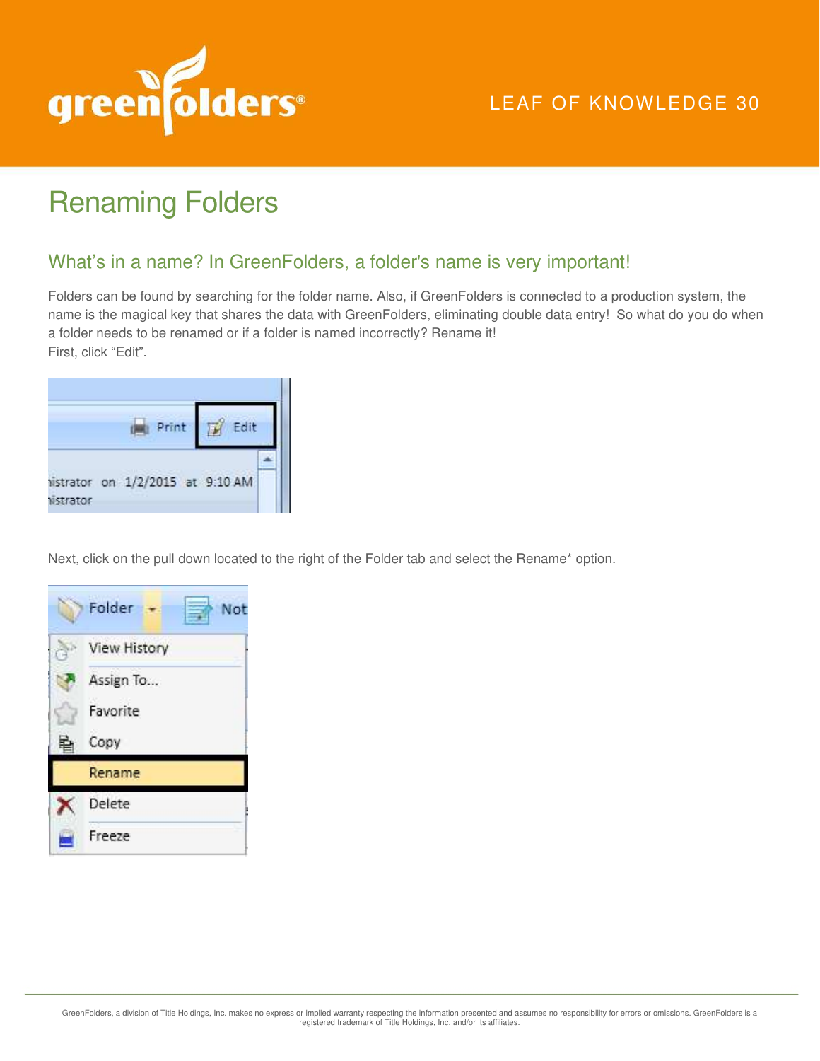# Renaming Folders

## What's in a name? In GreenFolders, a folder's name is very important!

Folders can be found by searching for the folder name. Also, if GreenFolders is connected to a production system, the name is the magical key that shares the data with GreenFolders, eliminating double data entry! So what do you do when a folder needs to be renamed or if a folder is named incorrectly? Rename it!
First, click "Edit".

Next, click on the pull down located to the right of the Folder tab and select the Rename* option.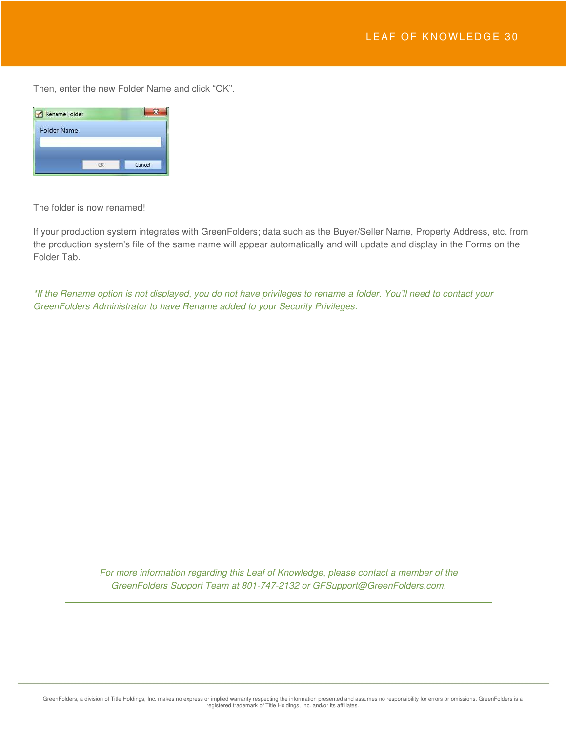Then, enter the new Folder Name and click “OK”.

The folder is now renamed!

If your production system integrates with GreenFolders; data such as the Buyer/Seller Name, Property Address, etc. from the production system's file of the same name will appear automatically and will update and display in the Forms on the Folder Tab.

*\*If the Rename option is not displayed, you do not have privileges to rename a folder. You’ll need to contact your GreenFolders Administrator to have Rename added to your Security Privileges.*

---

*For more information regarding this Leaf of Knowledge, please contact a member of the GreenFolders Support Team at 801-747-2132 or GFSupport@GreenFolders.com.*

---

GreenFolders, a division of Title Holdings, Inc. makes no express or implied warranty respecting the information presented and assumes no responsibility for errors or omissions. GreenFolders is a registered trademark of Title Holdings, Inc. and/or its affiliates.